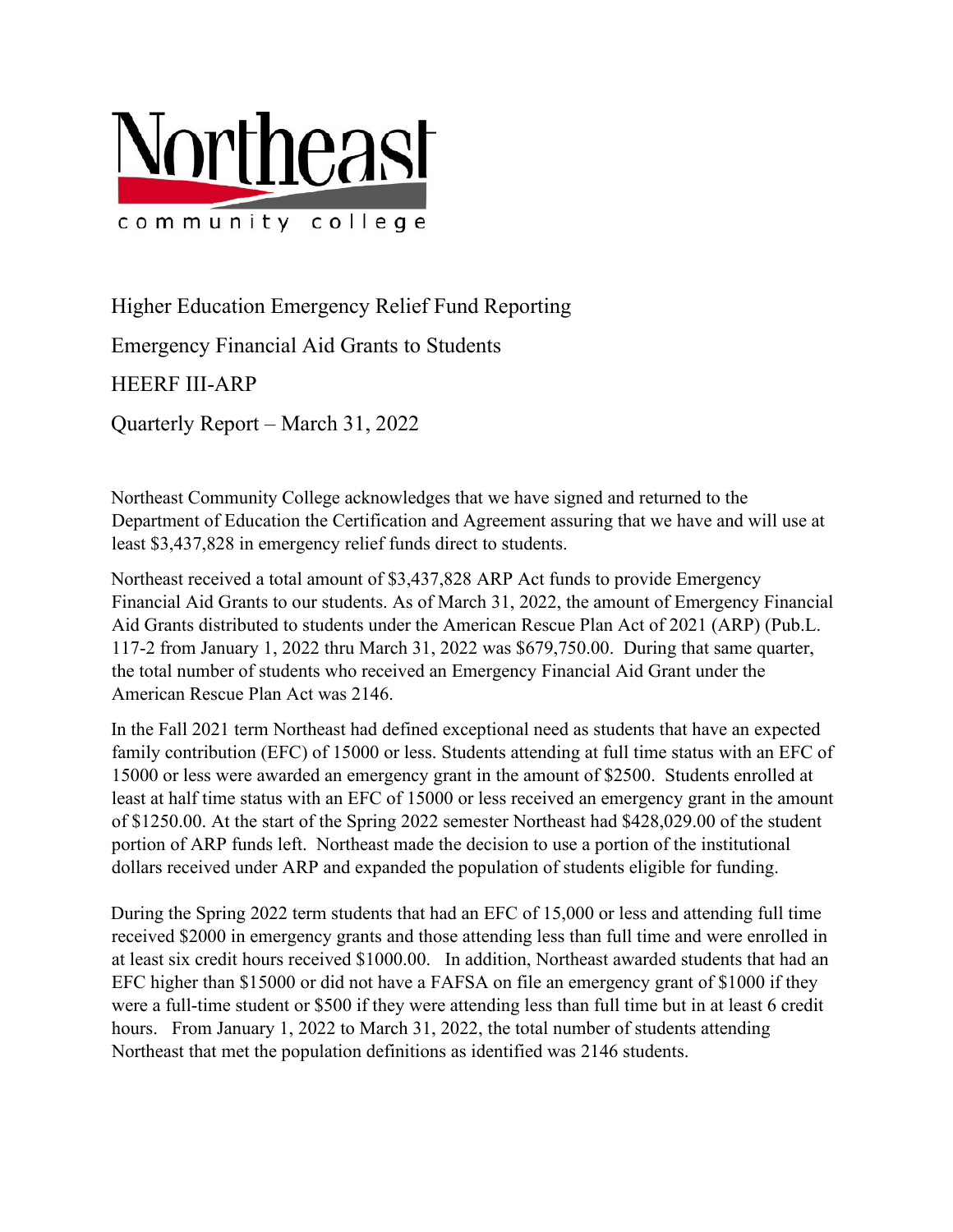# Northeast community college

Higher Education Emergency Relief Fund Reporting

Emergency Financial Aid Grants to Students

HEERF III-ARP

Quarterly Report – March 31, 2022

Northeast Community College acknowledges that we have signed and returned to the Department of Education the Certification and Agreement assuring that we have and will use at least $3,437,828 in emergency relief funds direct to students.

Northeast received a total amount of $3,437,828 ARP Act funds to provide Emergency Financial Aid Grants to our students. As of March 31, 2022, the amount of Emergency Financial Aid Grants distributed to students under the American Rescue Plan Act of 2021 (ARP) (Pub.L. 117-2 from January 1, 2022 thru March 31, 2022 was $679,750.00. During that same quarter, the total number of students who received an Emergency Financial Aid Grant under the American Rescue Plan Act was 2146.

In the Fall 2021 term Northeast had defined exceptional need as students that have an expected family contribution (EFC) of 15000 or less. Students attending at full time status with an EFC of 15000 or less were awarded an emergency grant in the amount of $2500. Students enrolled at least at half time status with an EFC of 15000 or less received an emergency grant in the amount of $1250.00. At the start of the Spring 2022 semester Northeast had $428,029.00 of the student portion of ARP funds left. Northeast made the decision to use a portion of the institutional dollars received under ARP and expanded the population of students eligible for funding.

During the Spring 2022 term students that had an EFC of 15,000 or less and attending full time received $2000 in emergency grants and those attending less than full time and were enrolled in at least six credit hours received $1000.00. In addition, Northeast awarded students that had an EFC higher than $15000 or did not have a FAFSA on file an emergency grant of $1000 if they were a full-time student or $500 if they were attending less than full time but in at least 6 credit hours. From January 1, 2022 to March 31, 2022, the total number of students attending Northeast that met the population definitions as identified was 2146 students.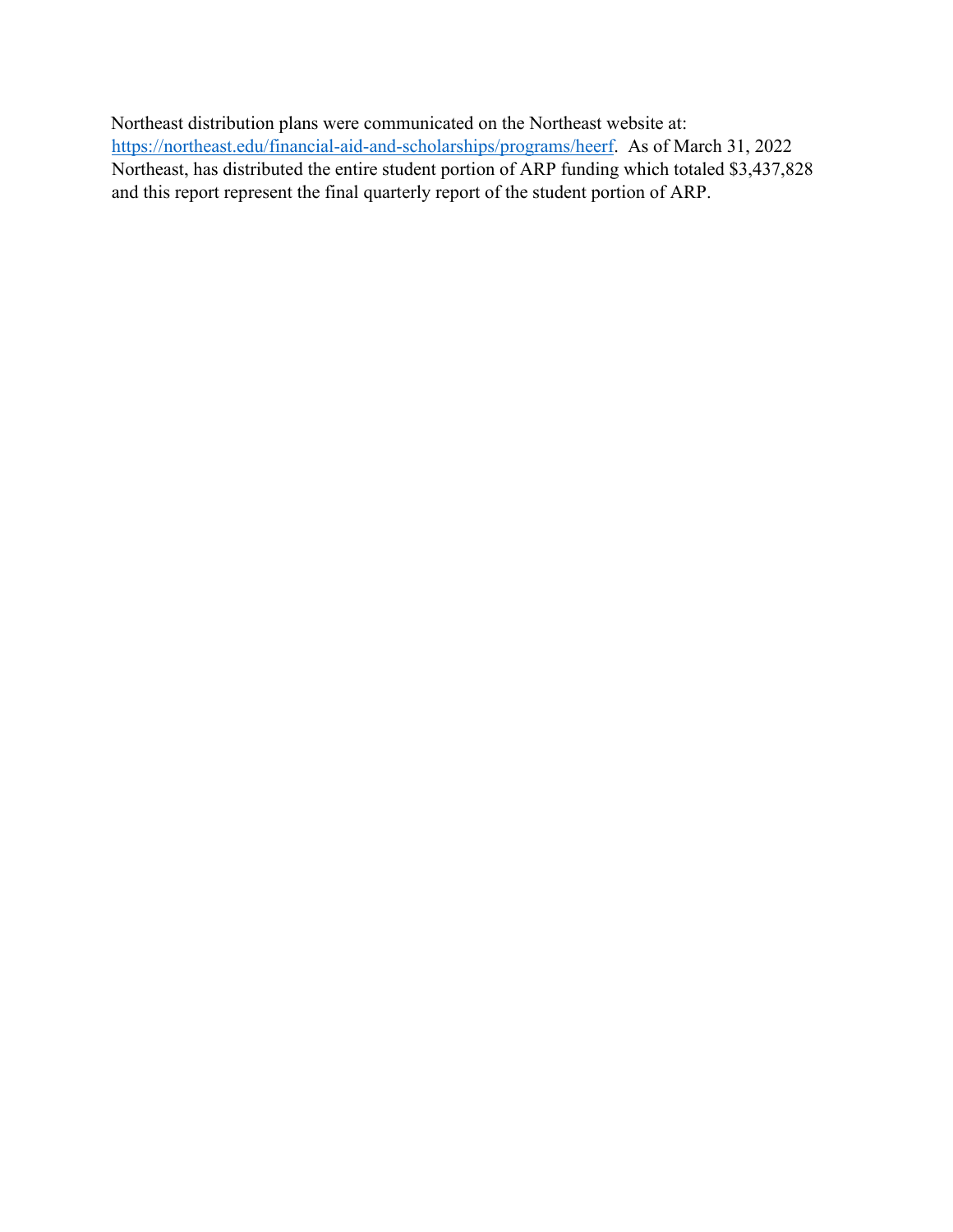Northeast distribution plans were communicated on the Northeast website at: [https://northeast.edu/financial-aid-and-scholarships/programs/heerf](https://northeast.edu/financial-aid-and-scholarships/programs/heerf). As of March 31, 2022 Northeast, has distributed the entire student portion of ARP funding which totaled $3,437,828 and this report represent the final quarterly report of the student portion of ARP.